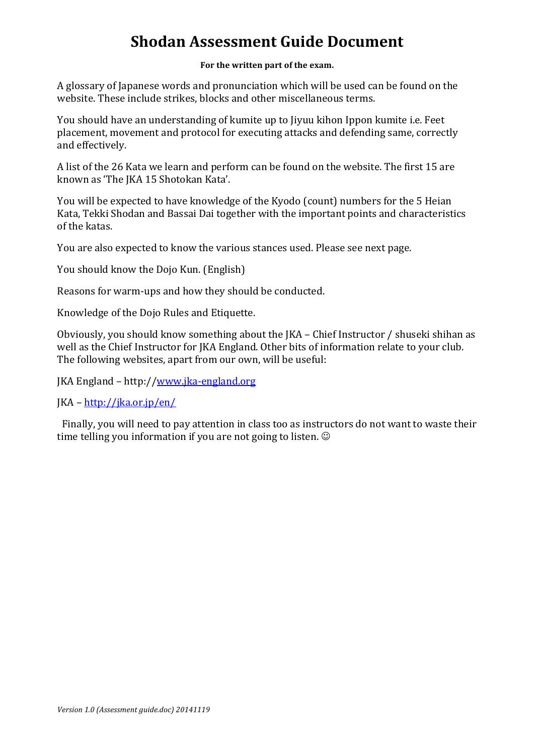# Shodan Assessment Guide Document

**For the written part of the exam.**

A glossary of Japanese words and pronunciation which will be used can be found on the website. These include strikes, blocks and other miscellaneous terms.

You should have an understanding of kumite up to Jiyuu kihon Ippon kumite i.e. Feet placement, movement and protocol for executing attacks and defending same, correctly and effectively.

A list of the 26 Kata we learn and perform can be found on the website. The first 15 are known as 'The JKA 15 Shotokan Kata'.

You will be expected to have knowledge of the Kyodo (count) numbers for the 5 Heian Kata, Tekki Shodan and Bassai Dai together with the important points and characteristics of the katas.

You are also expected to know the various stances used. Please see next page.

You should know the Dojo Kun. (English)

Reasons for warm-ups and how they should be conducted.

Knowledge of the Dojo Rules and Etiquette.

Obviously, you should know something about the JKA – Chief Instructor / shuseki shihan as well as the Chief Instructor for JKA England. Other bits of information relate to your club. The following websites, apart from our own, will be useful:

JKA England – http://www.jka-england.org

JKA – http://jka.or.jp/en/

Finally, you will need to pay attention in class too as instructors do not want to waste their time telling you information if you are not going to listen. ☺

*Version 1.0 (Assessment guide.doc) 20141119*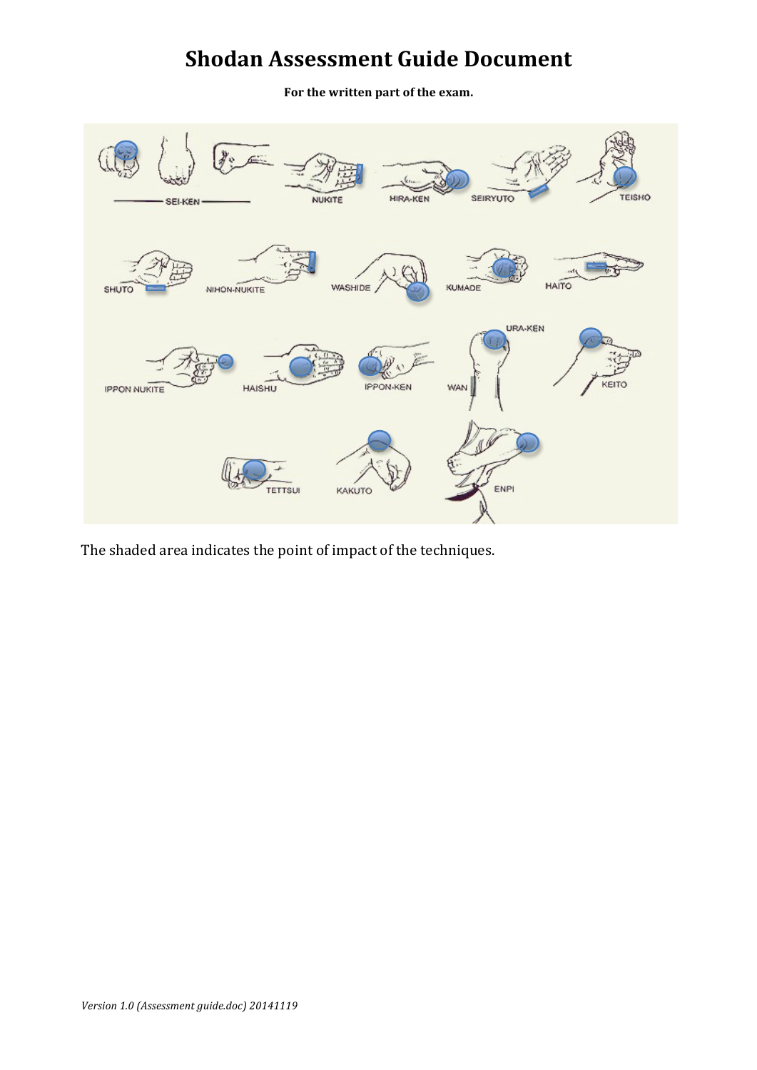# Shodan Assessment Guide Document

**For the written part of the exam.**

The shaded area indicates the point of impact of the techniques.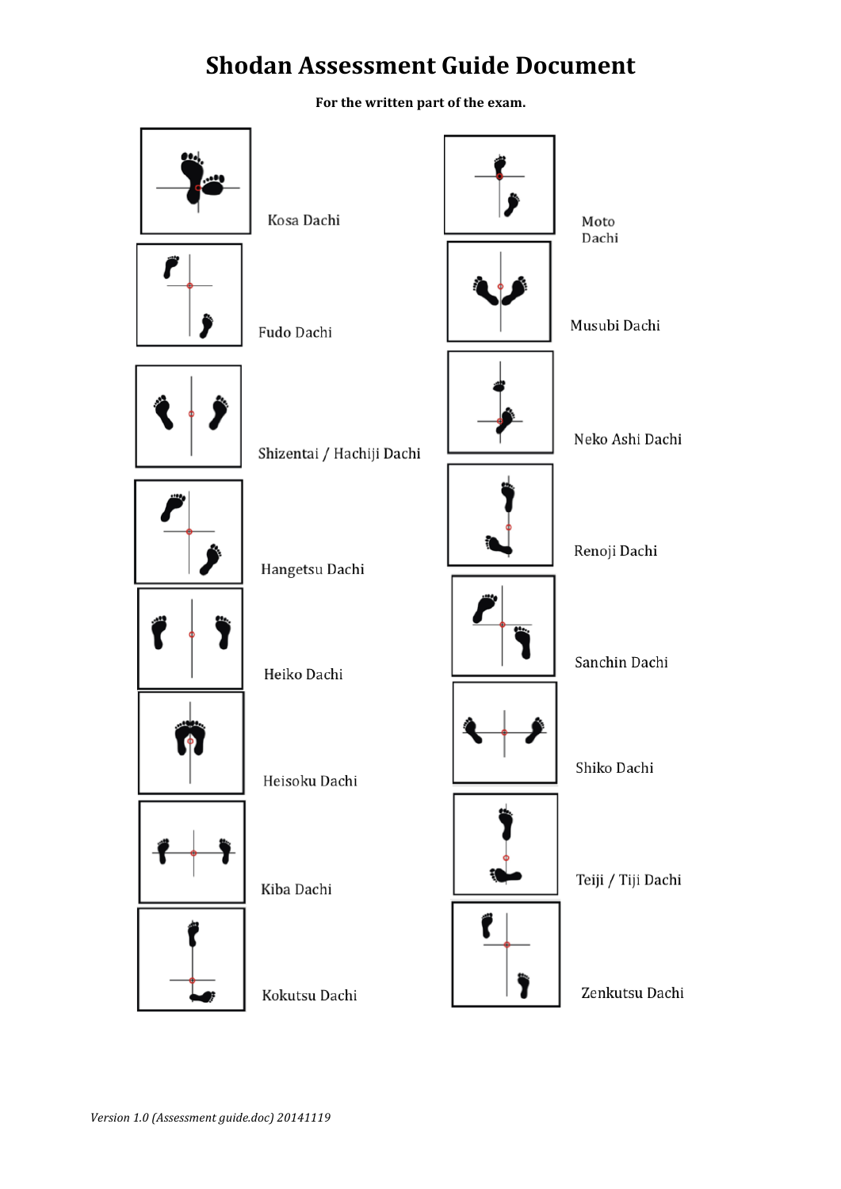# Shodan Assessment Guide Document

**For the written part of the exam.**

Kosa Dachi

Fudo Dachi

Shizentai / Hachiji Dachi

Hangetsu Dachi

Heiko Dachi

Heisoku Dachi

Kiba Dachi

Kokutsu Dachi

Moto Dachi

Musubi Dachi

Neko Ashi Dachi

Renoji Dachi

Sanchin Dachi

Shiko Dachi

Teiji / Tiji Dachi

Zenkutsu Dachi

*Version 1.0 (Assessment guide.doc) 20141119*